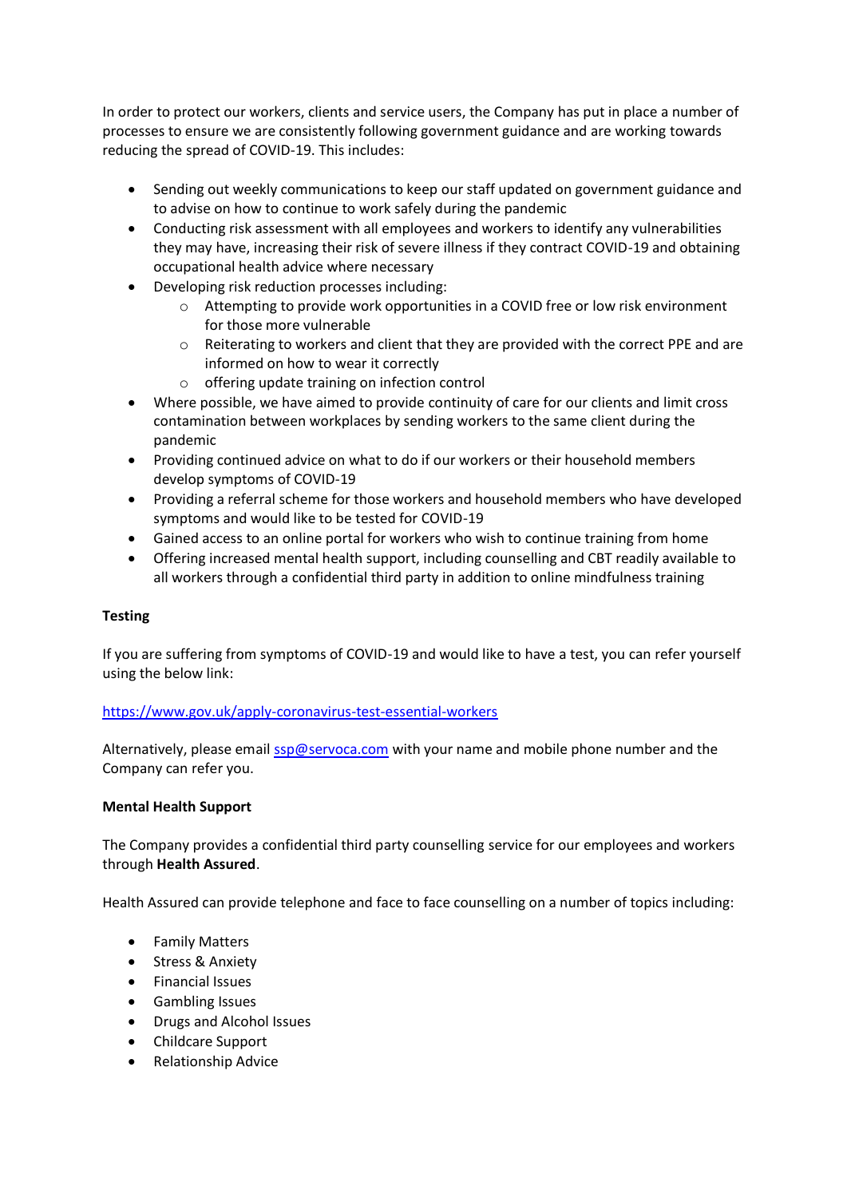In order to protect our workers, clients and service users, the Company has put in place a number of processes to ensure we are consistently following government guidance and are working towards reducing the spread of COVID-19. This includes:

- Sending out weekly communications to keep our staff updated on government guidance and to advise on how to continue to work safely during the pandemic
- Conducting risk assessment with all employees and workers to identify any vulnerabilities they may have, increasing their risk of severe illness if they contract COVID-19 and obtaining occupational health advice where necessary
- Developing risk reduction processes including:
  - Attempting to provide work opportunities in a COVID free or low risk environment for those more vulnerable
  - Reiterating to workers and client that they are provided with the correct PPE and are informed on how to wear it correctly
  - offering update training on infection control
- Where possible, we have aimed to provide continuity of care for our clients and limit cross contamination between workplaces by sending workers to the same client during the pandemic
- Providing continued advice on what to do if our workers or their household members develop symptoms of COVID-19
- Providing a referral scheme for those workers and household members who have developed symptoms and would like to be tested for COVID-19
- Gained access to an online portal for workers who wish to continue training from home
- Offering increased mental health support, including counselling and CBT readily available to all workers through a confidential third party in addition to online mindfulness training

**Testing**

If you are suffering from symptoms of COVID-19 and would like to have a test, you can refer yourself using the below link:

https://www.gov.uk/apply-coronavirus-test-essential-workers

Alternatively, please email ssp@servoca.com with your name and mobile phone number and the Company can refer you.

**Mental Health Support**

The Company provides a confidential third party counselling service for our employees and workers through **Health Assured**.

Health Assured can provide telephone and face to face counselling on a number of topics including:

- Family Matters
- Stress & Anxiety
- Financial Issues
- Gambling Issues
- Drugs and Alcohol Issues
- Childcare Support
- Relationship Advice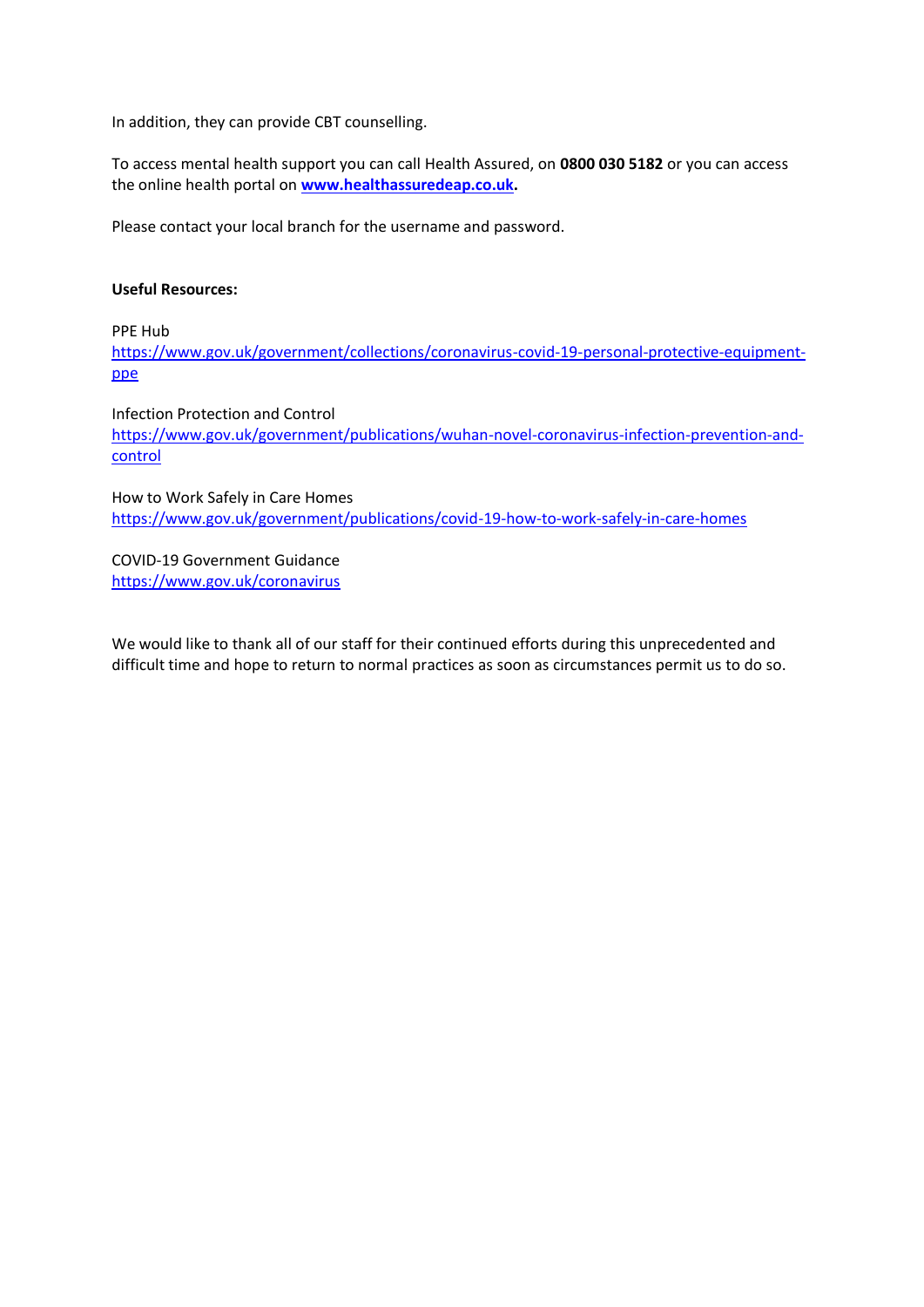In addition, they can provide CBT counselling.

To access mental health support you can call Health Assured, on **0800 030 5182** or you can access the online health portal on **[www.healthassuredeap.co.uk](www.healthassuredeap.co.uk).**

Please contact your local branch for the username and password.

**Useful Resources:**

PPE Hub
[https://www.gov.uk/government/collections/coronavirus-covid-19-personal-protective-equipment-ppe](https://www.gov.uk/government/collections/coronavirus-covid-19-personal-protective-equipment-ppe)

Infection Protection and Control
[https://www.gov.uk/government/publications/wuhan-novel-coronavirus-infection-prevention-and-control](https://www.gov.uk/government/publications/wuhan-novel-coronavirus-infection-prevention-and-control)

How to Work Safely in Care Homes
[https://www.gov.uk/government/publications/covid-19-how-to-work-safely-in-care-homes](https://www.gov.uk/government/publications/covid-19-how-to-work-safely-in-care-homes)

COVID-19 Government Guidance
[https://www.gov.uk/coronavirus](https://www.gov.uk/coronavirus)

We would like to thank all of our staff for their continued efforts during this unprecedented and difficult time and hope to return to normal practices as soon as circumstances permit us to do so.